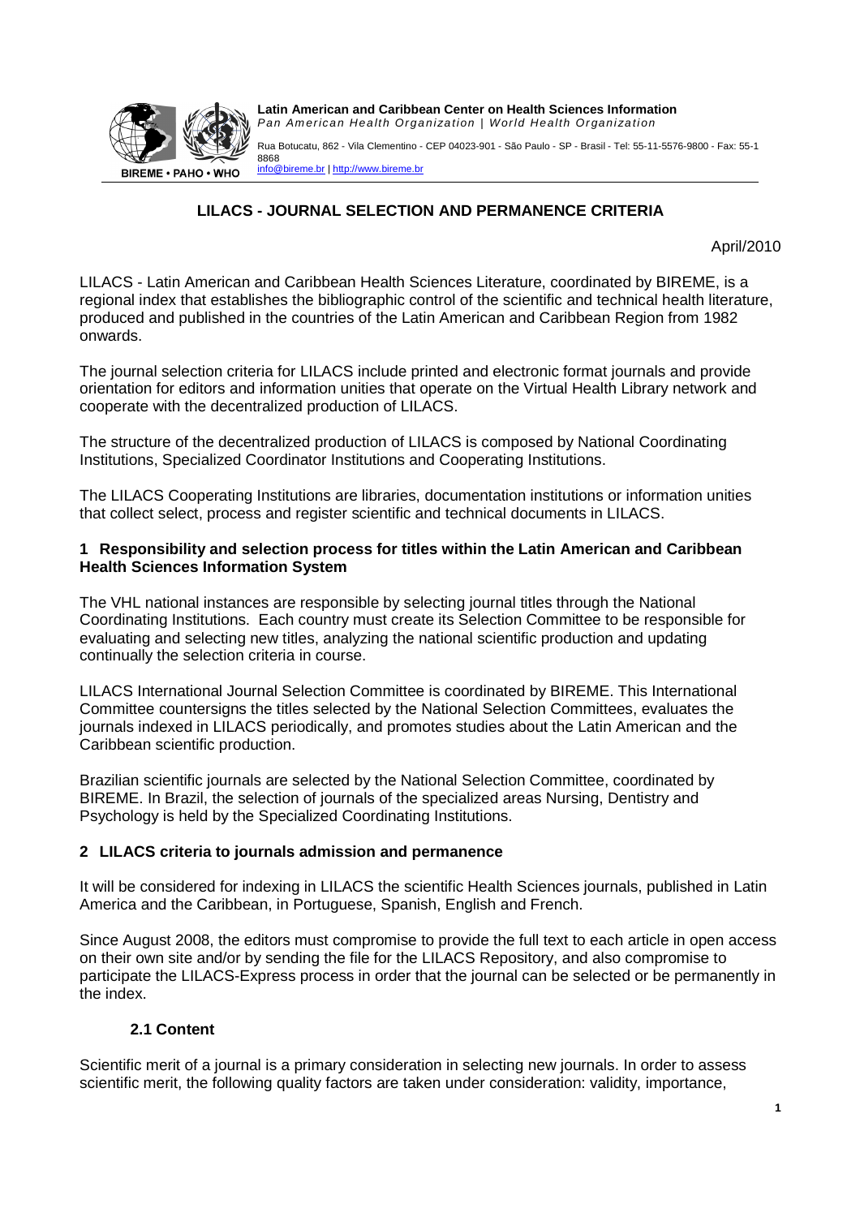**Latin American and Caribbean Center on Health Sciences Information**
*Pan American Health Organization | World Health Organization*

Rua Botucatu, 862 - Vila Clementino - CEP 04023-901 - São Paulo - SP - Brasil - Tel: 55-11-5576-9800 - Fax: 55-1 8868
info@bireme.br | http://www.bireme.br

BIREME • PAHO • WHO

# LILACS - JOURNAL SELECTION AND PERMANENCE CRITERIA

April/2010

LILACS - Latin American and Caribbean Health Sciences Literature, coordinated by BIREME, is a regional index that establishes the bibliographic control of the scientific and technical health literature, produced and published in the countries of the Latin American and Caribbean Region from 1982 onwards.

The journal selection criteria for LILACS include printed and electronic format journals and provide orientation for editors and information unities that operate on the Virtual Health Library network and cooperate with the decentralized production of LILACS.

The structure of the decentralized production of LILACS is composed by National Coordinating Institutions, Specialized Coordinator Institutions and Cooperating Institutions.

The LILACS Cooperating Institutions are libraries, documentation institutions or information unities that collect select, process and register scientific and technical documents in LILACS.

## 1 Responsibility and selection process for titles within the Latin American and Caribbean Health Sciences Information System

The VHL national instances are responsible by selecting journal titles through the National Coordinating Institutions. Each country must create its Selection Committee to be responsible for evaluating and selecting new titles, analyzing the national scientific production and updating continually the selection criteria in course.

LILACS International Journal Selection Committee is coordinated by BIREME. This International Committee countersigns the titles selected by the National Selection Committees, evaluates the journals indexed in LILACS periodically, and promotes studies about the Latin American and the Caribbean scientific production.

Brazilian scientific journals are selected by the National Selection Committee, coordinated by BIREME. In Brazil, the selection of journals of the specialized areas Nursing, Dentistry and Psychology is held by the Specialized Coordinating Institutions.

## 2 LILACS criteria to journals admission and permanence

It will be considered for indexing in LILACS the scientific Health Sciences journals, published in Latin America and the Caribbean, in Portuguese, Spanish, English and French.

Since August 2008, the editors must compromise to provide the full text to each article in open access on their own site and/or by sending the file for the LILACS Repository, and also compromise to participate the LILACS-Express process in order that the journal can be selected or be permanently in the index.

### 2.1 Content

Scientific merit of a journal is a primary consideration in selecting new journals. In order to assess scientific merit, the following quality factors are taken under consideration: validity, importance,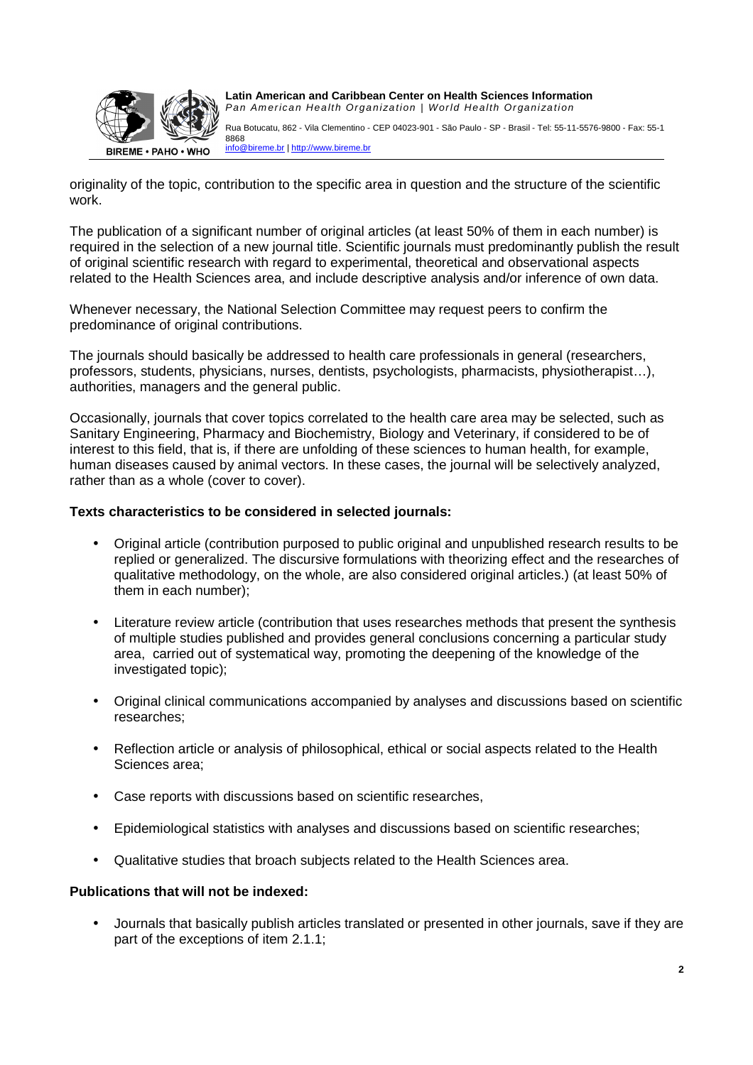originality of the topic, contribution to the specific area in question and the structure of the scientific work.

The publication of a significant number of original articles (at least 50% of them in each number) is required in the selection of a new journal title. Scientific journals must predominantly publish the result of original scientific research with regard to experimental, theoretical and observational aspects related to the Health Sciences area, and include descriptive analysis and/or inference of own data.

Whenever necessary, the National Selection Committee may request peers to confirm the predominance of original contributions.

The journals should basically be addressed to health care professionals in general (researchers, professors, students, physicians, nurses, dentists, psychologists, pharmacists, physiotherapist…), authorities, managers and the general public.

Occasionally, journals that cover topics correlated to the health care area may be selected, such as Sanitary Engineering, Pharmacy and Biochemistry, Biology and Veterinary, if considered to be of interest to this field, that is, if there are unfolding of these sciences to human health, for example, human diseases caused by animal vectors. In these cases, the journal will be selectively analyzed, rather than as a whole (cover to cover).

**Texts characteristics to be considered in selected journals:**

- Original article (contribution purposed to public original and unpublished research results to be replied or generalized. The discursive formulations with theorizing effect and the researches of qualitative methodology, on the whole, are also considered original articles.) (at least 50% of them in each number);
- Literature review article (contribution that uses researches methods that present the synthesis of multiple studies published and provides general conclusions concerning a particular study area, carried out of systematical way, promoting the deepening of the knowledge of the investigated topic);
- Original clinical communications accompanied by analyses and discussions based on scientific researches;
- Reflection article or analysis of philosophical, ethical or social aspects related to the Health Sciences area;
- Case reports with discussions based on scientific researches,
- Epidemiological statistics with analyses and discussions based on scientific researches;
- Qualitative studies that broach subjects related to the Health Sciences area.

**Publications that will not be indexed:**

- Journals that basically publish articles translated or presented in other journals, save if they are part of the exceptions of item 2.1.1;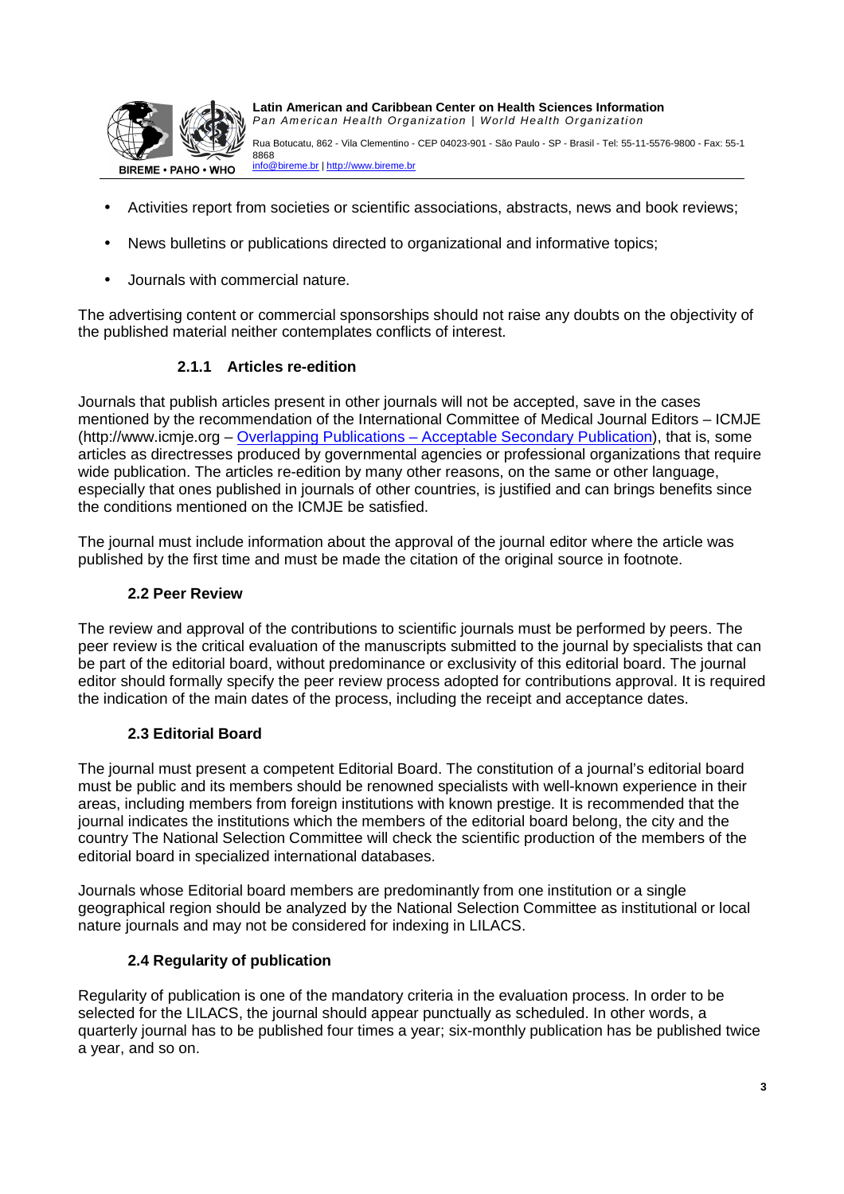- Activities report from societies or scientific associations, abstracts, news and book reviews;
- News bulletins or publications directed to organizational and informative topics;
- Journals with commercial nature.

The advertising content or commercial sponsorships should not raise any doubts on the objectivity of the published material neither contemplates conflicts of interest.

#### 2.1.1 Articles re-edition

Journals that publish articles present in other journals will not be accepted, save in the cases mentioned by the recommendation of the International Committee of Medical Journal Editors – ICMJE (http://www.icmje.org – Overlapping Publications – Acceptable Secondary Publication), that is, some articles as directresses produced by governmental agencies or professional organizations that require wide publication. The articles re-edition by many other reasons, on the same or other language, especially that ones published in journals of other countries, is justified and can brings benefits since the conditions mentioned on the ICMJE be satisfied.

The journal must include information about the approval of the journal editor where the article was published by the first time and must be made the citation of the original source in footnote.

### 2.2 Peer Review

The review and approval of the contributions to scientific journals must be performed by peers. The peer review is the critical evaluation of the manuscripts submitted to the journal by specialists that can be part of the editorial board, without predominance or exclusivity of this editorial board. The journal editor should formally specify the peer review process adopted for contributions approval. It is required the indication of the main dates of the process, including the receipt and acceptance dates.

### 2.3 Editorial Board

The journal must present a competent Editorial Board. The constitution of a journal's editorial board must be public and its members should be renowned specialists with well-known experience in their areas, including members from foreign institutions with known prestige. It is recommended that the journal indicates the institutions which the members of the editorial board belong, the city and the country The National Selection Committee will check the scientific production of the members of the editorial board in specialized international databases.

Journals whose Editorial board members are predominantly from one institution or a single geographical region should be analyzed by the National Selection Committee as institutional or local nature journals and may not be considered for indexing in LILACS.

### 2.4 Regularity of publication

Regularity of publication is one of the mandatory criteria in the evaluation process. In order to be selected for the LILACS, the journal should appear punctually as scheduled. In other words, a quarterly journal has to be published four times a year; six-monthly publication has be published twice a year, and so on.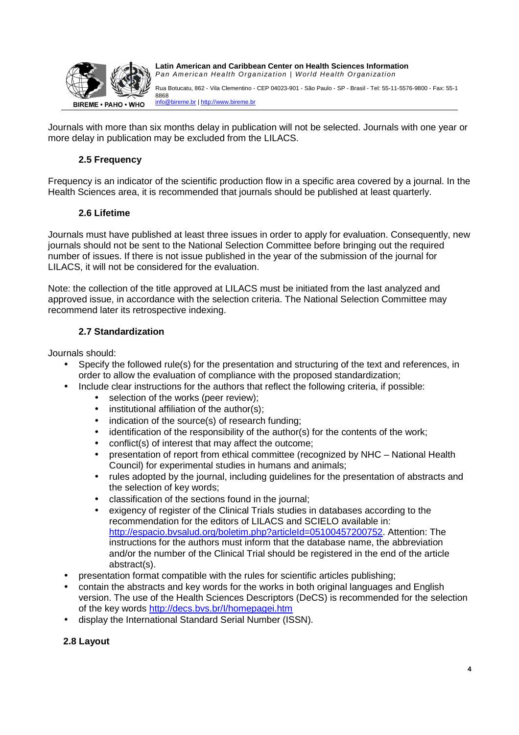Journals with more than six months delay in publication will not be selected. Journals with one year or more delay in publication may be excluded from the LILACS.

### 2.5 Frequency

Frequency is an indicator of the scientific production flow in a specific area covered by a journal. In the Health Sciences area, it is recommended that journals should be published at least quarterly.

### 2.6 Lifetime

Journals must have published at least three issues in order to apply for evaluation. Consequently, new journals should not be sent to the National Selection Committee before bringing out the required number of issues. If there is not issue published in the year of the submission of the journal for LILACS, it will not be considered for the evaluation.

Note: the collection of the title approved at LILACS must be initiated from the last analyzed and approved issue, in accordance with the selection criteria. The National Selection Committee may recommend later its retrospective indexing.

### 2.7 Standardization

Journals should:

- Specify the followed rule(s) for the presentation and structuring of the text and references, in order to allow the evaluation of compliance with the proposed standardization;
- Include clear instructions for the authors that reflect the following criteria, if possible:
    - selection of the works (peer review);
    - institutional affiliation of the author(s);
    - indication of the source(s) of research funding;
    - identification of the responsibility of the author(s) for the contents of the work;
    - conflict(s) of interest that may affect the outcome;
    - presentation of report from ethical committee (recognized by NHC – National Health Council) for experimental studies in humans and animals;
    - rules adopted by the journal, including guidelines for the presentation of abstracts and the selection of key words;
    - classification of the sections found in the journal;
    - exigency of register of the Clinical Trials studies in databases according to the recommendation for the editors of LILACS and SCIELO available in: http://espacio.bvsalud.org/boletim.php?articleId=05100457200752. Attention: The instructions for the authors must inform that the database name, the abbreviation and/or the number of the Clinical Trial should be registered in the end of the article abstract(s).
- presentation format compatible with the rules for scientific articles publishing;
- contain the abstracts and key words for the works in both original languages and English version. The use of the Health Sciences Descriptors (DeCS) is recommended for the selection of the key words http://decs.bvs.br/I/homepagei.htm
- display the International Standard Serial Number (ISSN).

### 2.8 Layout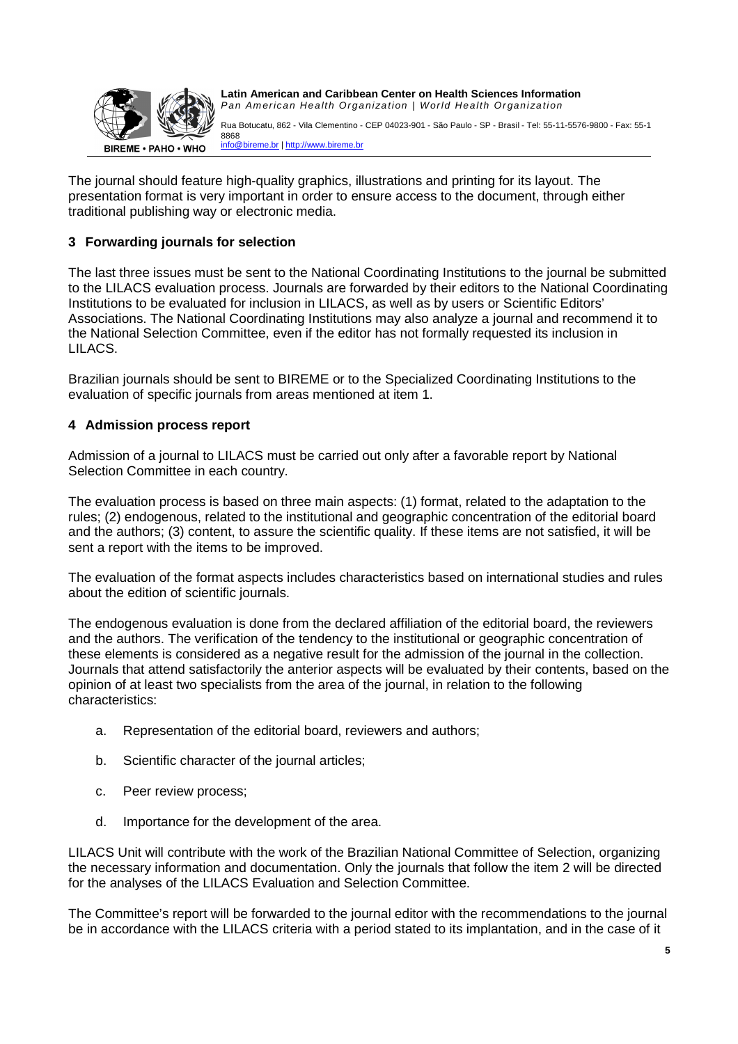The journal should feature high-quality graphics, illustrations and printing for its layout. The presentation format is very important in order to ensure access to the document, through either traditional publishing way or electronic media.

## 3 Forwarding journals for selection

The last three issues must be sent to the National Coordinating Institutions to the journal be submitted to the LILACS evaluation process. Journals are forwarded by their editors to the National Coordinating Institutions to be evaluated for inclusion in LILACS, as well as by users or Scientific Editors' Associations. The National Coordinating Institutions may also analyze a journal and recommend it to the National Selection Committee, even if the editor has not formally requested its inclusion in LILACS.

Brazilian journals should be sent to BIREME or to the Specialized Coordinating Institutions to the evaluation of specific journals from areas mentioned at item 1.

## 4 Admission process report

Admission of a journal to LILACS must be carried out only after a favorable report by National Selection Committee in each country.

The evaluation process is based on three main aspects: (1) format, related to the adaptation to the rules; (2) endogenous, related to the institutional and geographic concentration of the editorial board and the authors; (3) content, to assure the scientific quality. If these items are not satisfied, it will be sent a report with the items to be improved.

The evaluation of the format aspects includes characteristics based on international studies and rules about the edition of scientific journals.

The endogenous evaluation is done from the declared affiliation of the editorial board, the reviewers and the authors. The verification of the tendency to the institutional or geographic concentration of these elements is considered as a negative result for the admission of the journal in the collection. Journals that attend satisfactorily the anterior aspects will be evaluated by their contents, based on the opinion of at least two specialists from the area of the journal, in relation to the following characteristics:

a. Representation of the editorial board, reviewers and authors;

b. Scientific character of the journal articles;

c. Peer review process;

d. Importance for the development of the area.

LILACS Unit will contribute with the work of the Brazilian National Committee of Selection, organizing the necessary information and documentation. Only the journals that follow the item 2 will be directed for the analyses of the LILACS Evaluation and Selection Committee.

The Committee's report will be forwarded to the journal editor with the recommendations to the journal be in accordance with the LILACS criteria with a period stated to its implantation, and in the case of it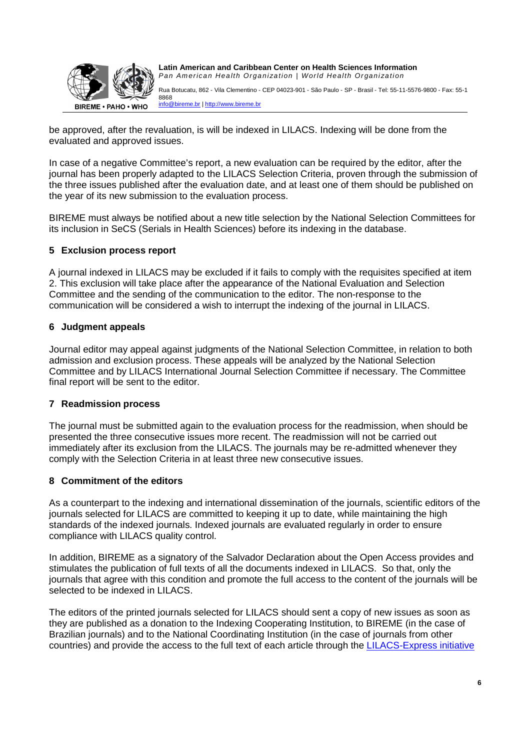be approved, after the revaluation, is will be indexed in LILACS. Indexing will be done from the evaluated and approved issues.

In case of a negative Committee's report, a new evaluation can be required by the editor, after the journal has been properly adapted to the LILACS Selection Criteria, proven through the submission of the three issues published after the evaluation date, and at least one of them should be published on the year of its new submission to the evaluation process.

BIREME must always be notified about a new title selection by the National Selection Committees for its inclusion in SeCS (Serials in Health Sciences) before its indexing in the database.

## 5 Exclusion process report

A journal indexed in LILACS may be excluded if it fails to comply with the requisites specified at item 2. This exclusion will take place after the appearance of the National Evaluation and Selection Committee and the sending of the communication to the editor. The non-response to the communication will be considered a wish to interrupt the indexing of the journal in LILACS.

## 6 Judgment appeals

Journal editor may appeal against judgments of the National Selection Committee, in relation to both admission and exclusion process. These appeals will be analyzed by the National Selection Committee and by LILACS International Journal Selection Committee if necessary. The Committee final report will be sent to the editor.

## 7 Readmission process

The journal must be submitted again to the evaluation process for the readmission, when should be presented the three consecutive issues more recent. The readmission will not be carried out immediately after its exclusion from the LILACS. The journals may be re-admitted whenever they comply with the Selection Criteria in at least three new consecutive issues.

## 8 Commitment of the editors

As a counterpart to the indexing and international dissemination of the journals, scientific editors of the journals selected for LILACS are committed to keeping it up to date, while maintaining the high standards of the indexed journals. Indexed journals are evaluated regularly in order to ensure compliance with LILACS quality control.

In addition, BIREME as a signatory of the Salvador Declaration about the Open Access provides and stimulates the publication of full texts of all the documents indexed in LILACS. So that, only the journals that agree with this condition and promote the full access to the content of the journals will be selected to be indexed in LILACS.

The editors of the printed journals selected for LILACS should sent a copy of new issues as soon as they are published as a donation to the Indexing Cooperating Institution, to BIREME (in the case of Brazilian journals) and to the National Coordinating Institution (in the case of journals from other countries) and provide the access to the full text of each article through the LILACS-Express initiative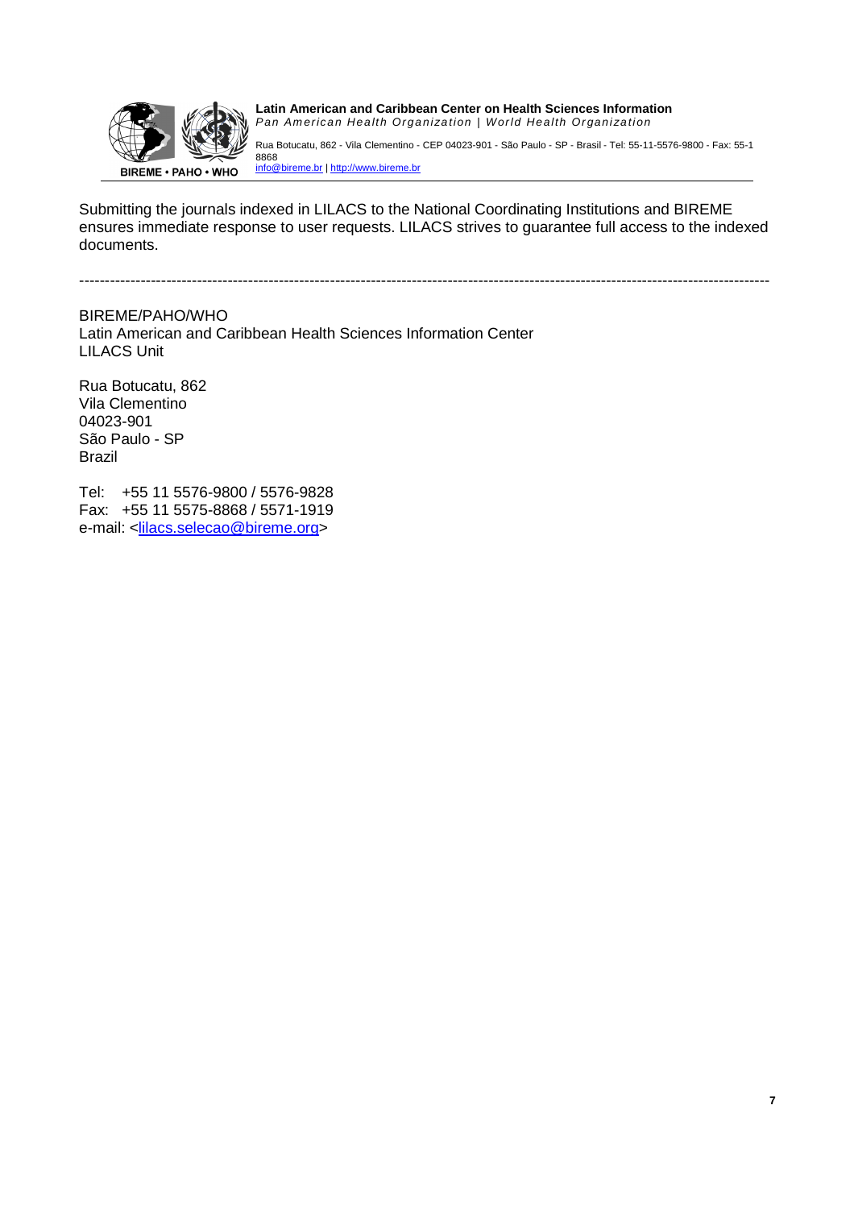Submitting the journals indexed in LILACS to the National Coordinating Institutions and BIREME ensures immediate response to user requests. LILACS strives to guarantee full access to the indexed documents.

---

BIREME/PAHO/WHO
Latin American and Caribbean Health Sciences Information Center
LILACS Unit

Rua Botucatu, 862
Vila Clementino
04023-901
São Paulo - SP
Brazil

Tel: +55 11 5576-9800 / 5576-9828
Fax: +55 11 5575-8868 / 5571-1919
e-mail: <lilacs.selecao@bireme.org>